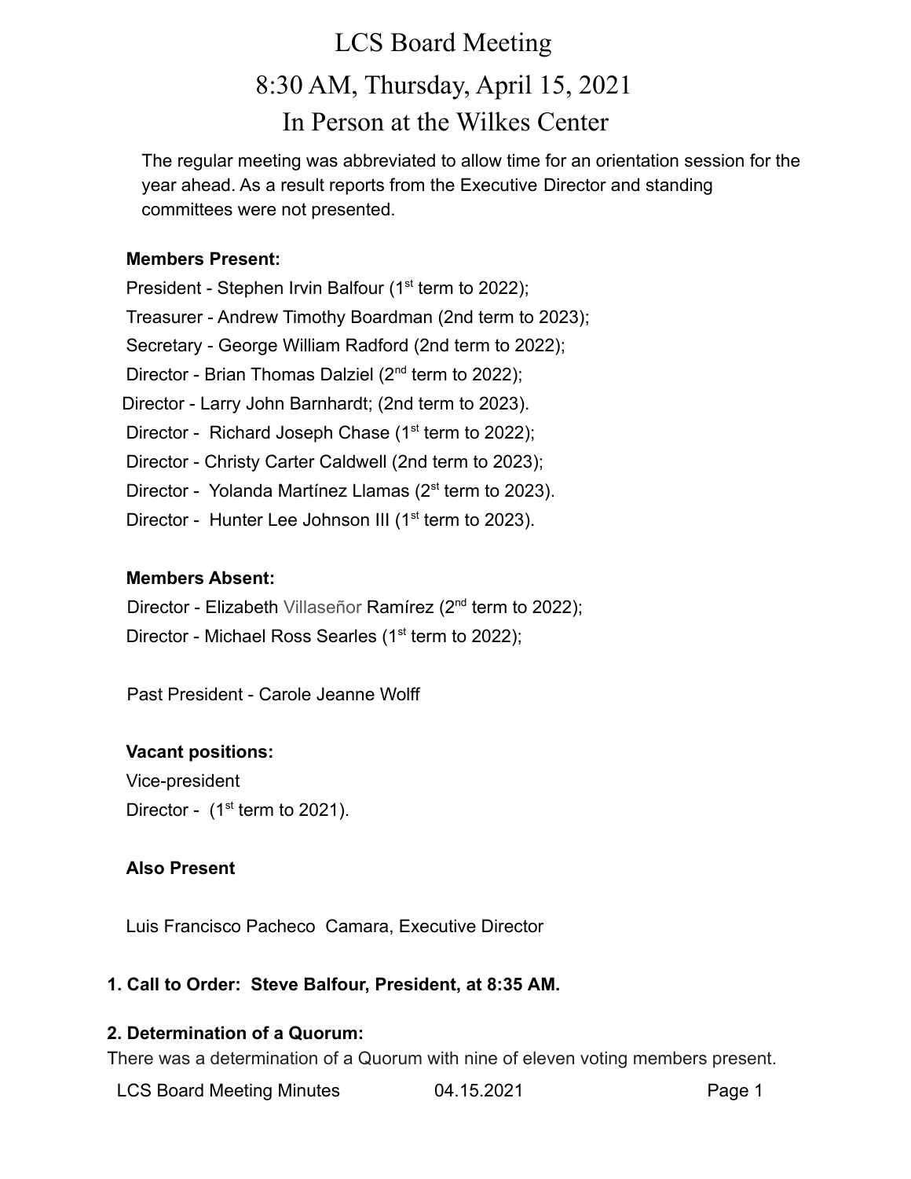# LCS Board Meeting

## 8:30 AM, Thursday, April 15, 2021

## In Person at the Wilkes Center

The regular meeting was abbreviated to allow time for an orientation session for the year ahead. As a result reports from the Executive Director and standing committees were not presented.

**Members Present:**

President - Stephen Irvin Balfour (1st term to 2022);
Treasurer - Andrew Timothy Boardman (2nd term to 2023);
Secretary - George William Radford (2nd term to 2022);
Director - Brian Thomas Dalziel (2nd term to 2022);
Director - Larry John Barnhardt; (2nd term to 2023).
Director - Richard Joseph Chase (1st term to 2022);
Director - Christy Carter Caldwell (2nd term to 2023);
Director - Yolanda Martínez Llamas (2st term to 2023).
Director - Hunter Lee Johnson III (1st term to 2023).

**Members Absent:**

Director - Elizabeth Villaseñor Ramírez (2nd term to 2022);
Director - Michael Ross Searles (1st term to 2022);

Past President - Carole Jeanne Wolff

**Vacant positions:**

Vice-president
Director - (1st term to 2021).

**Also Present**

Luis Francisco Pacheco Camara, Executive Director

**1. Call to Order: Steve Balfour, President, at 8:35 AM.**

**2. Determination of a Quorum:**

There was a determination of a Quorum with nine of eleven voting members present.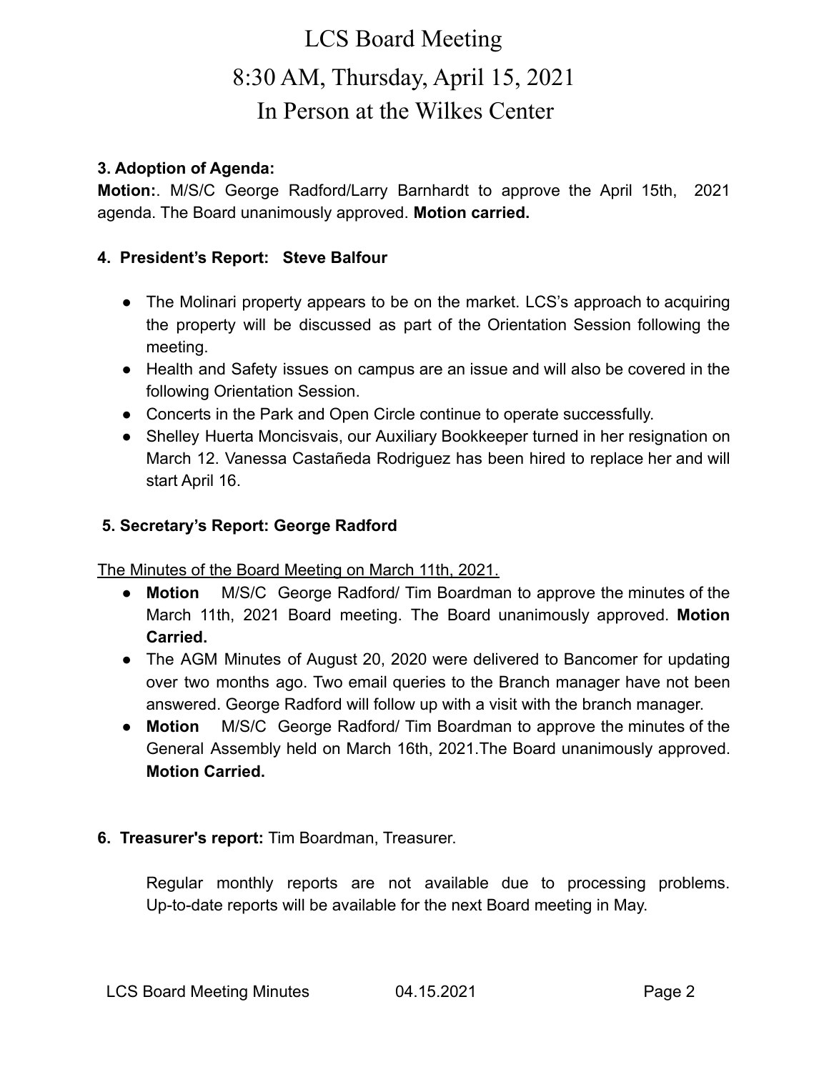# LCS Board Meeting

# 8:30 AM, Thursday, April 15, 2021

# In Person at the Wilkes Center

**3. Adoption of Agenda:**

**Motion:**. M/S/C George Radford/Larry Barnhardt to approve the April 15th, 2021 agenda. The Board unanimously approved. **Motion carried.**

**4. President's Report: Steve Balfour**

- The Molinari property appears to be on the market. LCS's approach to acquiring the property will be discussed as part of the Orientation Session following the meeting.
- Health and Safety issues on campus are an issue and will also be covered in the following Orientation Session.
- Concerts in the Park and Open Circle continue to operate successfully.
- Shelley Huerta Moncisvais, our Auxiliary Bookkeeper turned in her resignation on March 12. Vanessa Castañeda Rodriguez has been hired to replace her and will start April 16.

**5. Secretary's Report: George Radford**

The Minutes of the Board Meeting on March 11th, 2021.

- **Motion** M/S/C George Radford/ Tim Boardman to approve the minutes of the March 11th, 2021 Board meeting. The Board unanimously approved. **Motion Carried.**
- The AGM Minutes of August 20, 2020 were delivered to Bancomer for updating over two months ago. Two email queries to the Branch manager have not been answered. George Radford will follow up with a visit with the branch manager.
- **Motion** M/S/C George Radford/ Tim Boardman to approve the minutes of the General Assembly held on March 16th, 2021.The Board unanimously approved. **Motion Carried.**

**6. Treasurer's report:** Tim Boardman, Treasurer.

Regular monthly reports are not available due to processing problems. Up-to-date reports will be available for the next Board meeting in May.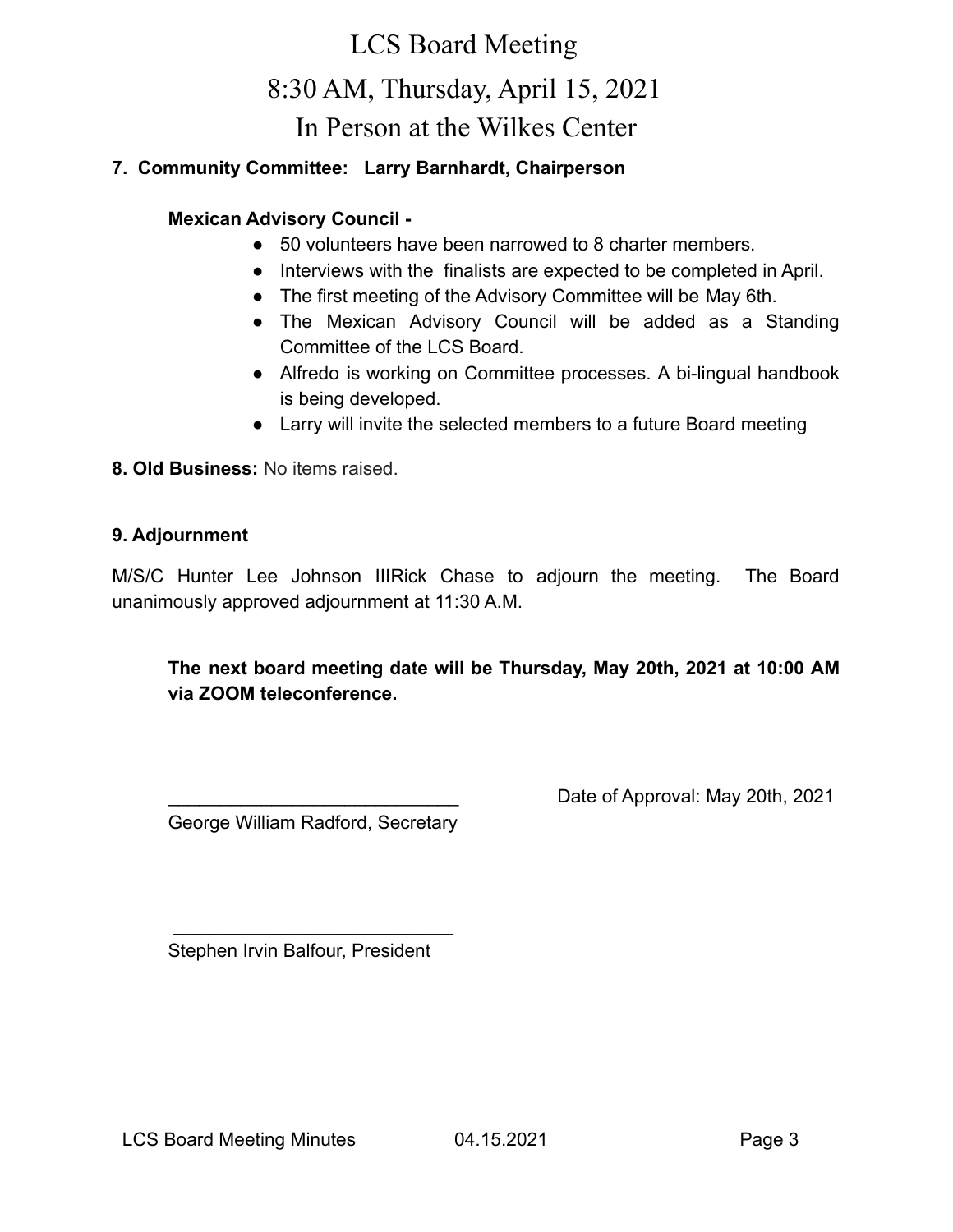# LCS Board Meeting

# 8:30 AM, Thursday, April 15, 2021

# In Person at the Wilkes Center

**7. Community Committee: Larry Barnhardt, Chairperson**

**Mexican Advisory Council -**

- 50 volunteers have been narrowed to 8 charter members.
- Interviews with the finalists are expected to be completed in April.
- The first meeting of the Advisory Committee will be May 6th.
- The Mexican Advisory Council will be added as a Standing Committee of the LCS Board.
- Alfredo is working on Committee processes. A bi-lingual handbook is being developed.
- Larry will invite the selected members to a future Board meeting

**8. Old Business:** No items raised.

**9. Adjournment**

M/S/C Hunter Lee Johnson IIIRick Chase to adjourn the meeting. The Board unanimously approved adjournment at 11:30 A.M.

**The next board meeting date will be Thursday, May 20th, 2021 at 10:00 AM via ZOOM teleconference.**

___________________________ Date of Approval: May 20th, 2021

George William Radford, Secretary

___________________________

Stephen Irvin Balfour, President